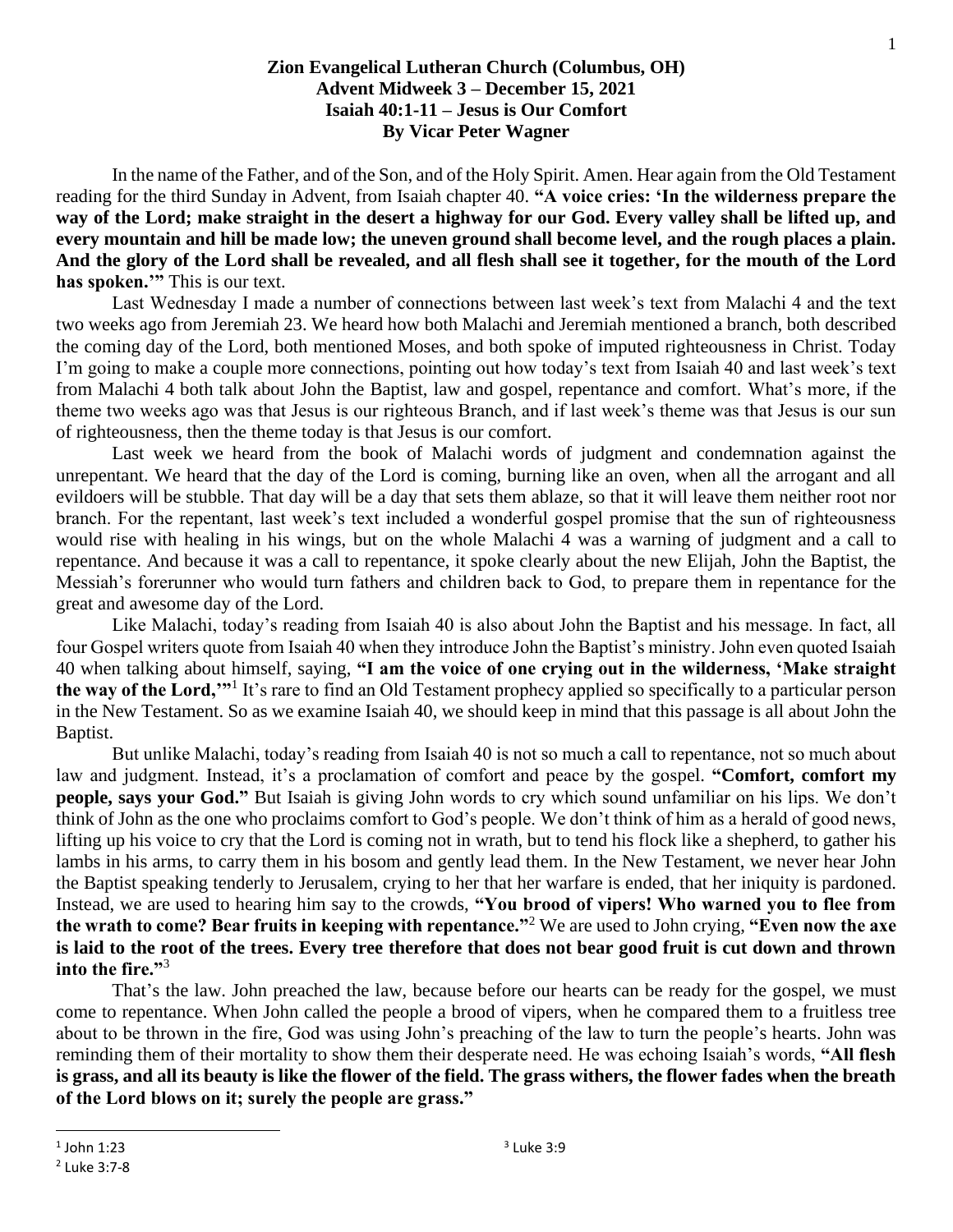**Zion Evangelical Lutheran Church (Columbus, OH)**
**Advent Midweek 3 – December 15, 2021**
**Isaiah 40:1-11 – Jesus is Our Comfort**
**By Vicar Peter Wagner**

In the name of the Father, and of the Son, and of the Holy Spirit. Amen. Hear again from the Old Testament reading for the third Sunday in Advent, from Isaiah chapter 40. **"A voice cries: 'In the wilderness prepare the way of the Lord; make straight in the desert a highway for our God. Every valley shall be lifted up, and every mountain and hill be made low; the uneven ground shall become level, and the rough places a plain. And the glory of the Lord shall be revealed, and all flesh shall see it together, for the mouth of the Lord has spoken.'"** This is our text.

Last Wednesday I made a number of connections between last week's text from Malachi 4 and the text two weeks ago from Jeremiah 23. We heard how both Malachi and Jeremiah mentioned a branch, both described the coming day of the Lord, both mentioned Moses, and both spoke of imputed righteousness in Christ. Today I'm going to make a couple more connections, pointing out how today's text from Isaiah 40 and last week's text from Malachi 4 both talk about John the Baptist, law and gospel, repentance and comfort. What's more, if the theme two weeks ago was that Jesus is our righteous Branch, and if last week's theme was that Jesus is our sun of righteousness, then the theme today is that Jesus is our comfort.

Last week we heard from the book of Malachi words of judgment and condemnation against the unrepentant. We heard that the day of the Lord is coming, burning like an oven, when all the arrogant and all evildoers will be stubble. That day will be a day that sets them ablaze, so that it will leave them neither root nor branch. For the repentant, last week's text included a wonderful gospel promise that the sun of righteousness would rise with healing in his wings, but on the whole Malachi 4 was a warning of judgment and a call to repentance. And because it was a call to repentance, it spoke clearly about the new Elijah, John the Baptist, the Messiah's forerunner who would turn fathers and children back to God, to prepare them in repentance for the great and awesome day of the Lord.

Like Malachi, today's reading from Isaiah 40 is also about John the Baptist and his message. In fact, all four Gospel writers quote from Isaiah 40 when they introduce John the Baptist's ministry. John even quoted Isaiah 40 when talking about himself, saying, **"I am the voice of one crying out in the wilderness, 'Make straight the way of the Lord,'"**[1] It's rare to find an Old Testament prophecy applied so specifically to a particular person in the New Testament. So as we examine Isaiah 40, we should keep in mind that this passage is all about John the Baptist.

But unlike Malachi, today's reading from Isaiah 40 is not so much a call to repentance, not so much about law and judgment. Instead, it's a proclamation of comfort and peace by the gospel. **"Comfort, comfort my people, says your God."** But Isaiah is giving John words to cry which sound unfamiliar on his lips. We don't think of John as the one who proclaims comfort to God's people. We don't think of him as a herald of good news, lifting up his voice to cry that the Lord is coming not in wrath, but to tend his flock like a shepherd, to gather his lambs in his arms, to carry them in his bosom and gently lead them. In the New Testament, we never hear John the Baptist speaking tenderly to Jerusalem, crying to her that her warfare is ended, that her iniquity is pardoned. Instead, we are used to hearing him say to the crowds, **"You brood of vipers! Who warned you to flee from the wrath to come? Bear fruits in keeping with repentance."**[2] We are used to John crying, **"Even now the axe is laid to the root of the trees. Every tree therefore that does not bear good fruit is cut down and thrown into the fire."**[3]

That's the law. John preached the law, because before our hearts can be ready for the gospel, we must come to repentance. When John called the people a brood of vipers, when he compared them to a fruitless tree about to be thrown in the fire, God was using John's preaching of the law to turn the people's hearts. John was reminding them of their mortality to show them their desperate need. He was echoing Isaiah's words, **"All flesh is grass, and all its beauty is like the flower of the field. The grass withers, the flower fades when the breath of the Lord blows on it; surely the people are grass."**

---

[1] John 1:23

[2] Luke 3:7-8

[3] Luke 3:9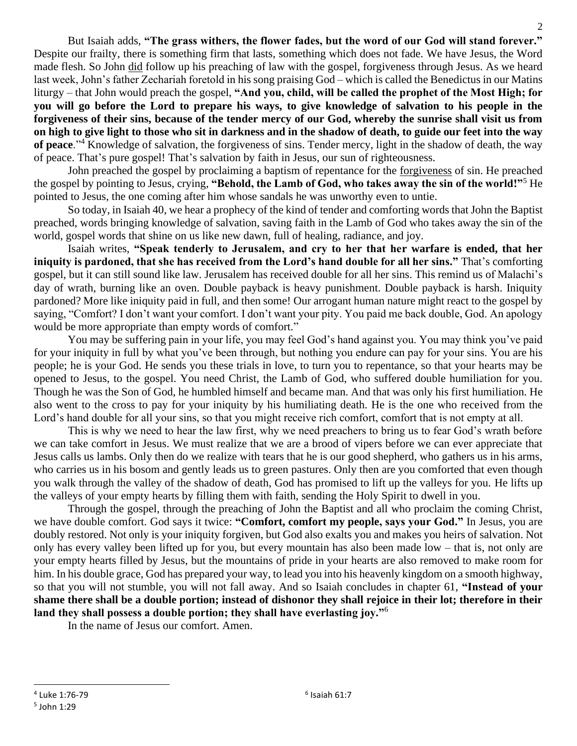But Isaiah adds, **"The grass withers, the flower fades, but the word of our God will stand forever."** Despite our frailty, there is something firm that lasts, something which does not fade. We have Jesus, the Word made flesh. So John did follow up his preaching of law with the gospel, forgiveness through Jesus. As we heard last week, John's father Zechariah foretold in his song praising God – which is called the Benedictus in our Matins liturgy – that John would preach the gospel, **"And you, child, will be called the prophet of the Most High; for you will go before the Lord to prepare his ways, to give knowledge of salvation to his people in the forgiveness of their sins, because of the tender mercy of our God, whereby the sunrise shall visit us from on high to give light to those who sit in darkness and in the shadow of death, to guide our feet into the way of peace**."[4] Knowledge of salvation, the forgiveness of sins. Tender mercy, light in the shadow of death, the way of peace. That's pure gospel! That's salvation by faith in Jesus, our sun of righteousness.

John preached the gospel by proclaiming a baptism of repentance for the forgiveness of sin. He preached the gospel by pointing to Jesus, crying, **"Behold, the Lamb of God, who takes away the sin of the world!"**[5] He pointed to Jesus, the one coming after him whose sandals he was unworthy even to untie.

So today, in Isaiah 40, we hear a prophecy of the kind of tender and comforting words that John the Baptist preached, words bringing knowledge of salvation, saving faith in the Lamb of God who takes away the sin of the world, gospel words that shine on us like new dawn, full of healing, radiance, and joy.

Isaiah writes, **"Speak tenderly to Jerusalem, and cry to her that her warfare is ended, that her iniquity is pardoned, that she has received from the Lord's hand double for all her sins."** That's comforting gospel, but it can still sound like law. Jerusalem has received double for all her sins. This remind us of Malachi's day of wrath, burning like an oven. Double payback is heavy punishment. Double payback is harsh. Iniquity pardoned? More like iniquity paid in full, and then some! Our arrogant human nature might react to the gospel by saying, "Comfort? I don't want your comfort. I don't want your pity. You paid me back double, God. An apology would be more appropriate than empty words of comfort."

You may be suffering pain in your life, you may feel God's hand against you. You may think you've paid for your iniquity in full by what you've been through, but nothing you endure can pay for your sins. You are his people; he is your God. He sends you these trials in love, to turn you to repentance, so that your hearts may be opened to Jesus, to the gospel. You need Christ, the Lamb of God, who suffered double humiliation for you. Though he was the Son of God, he humbled himself and became man. And that was only his first humiliation. He also went to the cross to pay for your iniquity by his humiliating death. He is the one who received from the Lord's hand double for all your sins, so that you might receive rich comfort, comfort that is not empty at all.

This is why we need to hear the law first, why we need preachers to bring us to fear God's wrath before we can take comfort in Jesus. We must realize that we are a brood of vipers before we can ever appreciate that Jesus calls us lambs. Only then do we realize with tears that he is our good shepherd, who gathers us in his arms, who carries us in his bosom and gently leads us to green pastures. Only then are you comforted that even though you walk through the valley of the shadow of death, God has promised to lift up the valleys for you. He lifts up the valleys of your empty hearts by filling them with faith, sending the Holy Spirit to dwell in you.

Through the gospel, through the preaching of John the Baptist and all who proclaim the coming Christ, we have double comfort. God says it twice: **"Comfort, comfort my people, says your God."** In Jesus, you are doubly restored. Not only is your iniquity forgiven, but God also exalts you and makes you heirs of salvation. Not only has every valley been lifted up for you, but every mountain has also been made low – that is, not only are your empty hearts filled by Jesus, but the mountains of pride in your hearts are also removed to make room for him. In his double grace, God has prepared your way, to lead you into his heavenly kingdom on a smooth highway, so that you will not stumble, you will not fall away. And so Isaiah concludes in chapter 61, **"Instead of your shame there shall be a double portion; instead of dishonor they shall rejoice in their lot; therefore in their land they shall possess a double portion; they shall have everlasting joy."**[6]

In the name of Jesus our comfort. Amen.

---

[4] Luke 1:76-79

[5] John 1:29

[6] Isaiah 61:7